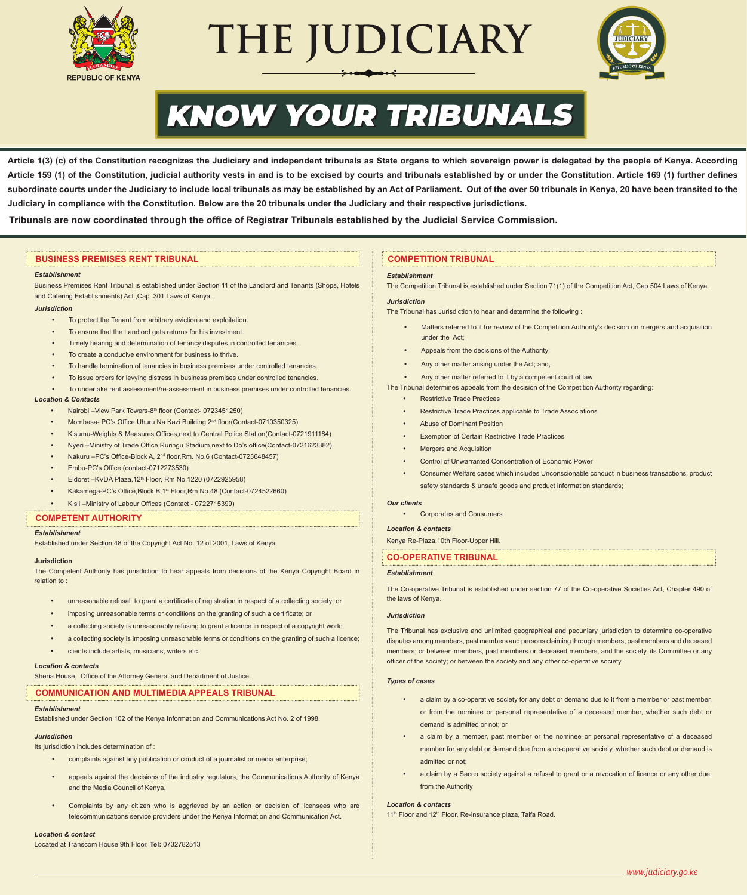REPUBLIC OF KENYA

# THE JUDICIARY

# KNOW YOUR TRIBUNALS

**Article 1(3) (c) of the Constitution recognizes the Judiciary and independent tribunals as State organs to which sovereign power is delegated by the people of Kenya. According Article 159 (1) of the Constitution, judicial authority vests in and is to be excised by courts and tribunals established by or under the Constitution. Article 169 (1) further defines subordinate courts under the Judiciary to include local tribunals as may be established by an Act of Parliament. Out of the over 50 tribunals in Kenya, 20 have been transited to the Judiciary in compliance with the Constitution. Below are the 20 tribunals under the Judiciary and their respective jurisdictions.**

**Tribunals are now coordinated through the office of Registrar Tribunals established by the Judicial Service Commission.**

## BUSINESS PREMISES RENT TRIBUNAL

***Establishment***

Business Premises Rent Tribunal is established under Section 11 of the Landlord and Tenants (Shops, Hotels and Catering Establishments) Act ,Cap .301 Laws of Kenya.

***Jurisdiction***

- To protect the Tenant from arbitrary eviction and exploitation.
- To ensure that the Landlord gets returns for his investment.
- Timely hearing and determination of tenancy disputes in controlled tenancies.
- To create a conducive environment for business to thrive.
- To handle termination of tenancies in business premises under controlled tenancies.
- To issue orders for levying distress in business premises under controlled tenancies.
- To undertake rent assessment/re-assessment in business premises under controlled tenancies.

***Location & Contacts***

- Nairobi –View Park Towers-8th floor (Contact- 0723451250)
- Mombasa- PC's Office,Uhuru Na Kazi Building,2nd floor(Contact-0710350325)
- Kisumu-Weights & Measures Offices,next to Central Police Station(Contact-0721911184)
- Nyeri –Ministry of Trade Office,Ruringu Stadium,next to Do's office(Contact-0721623382)
- Nakuru –PC's Office-Block A, 2nd floor,Rm. No.6 (Contact-0723648457)
- Embu-PC's Office (contact-0712273530)
- Eldoret –KVDA Plaza,12th Floor, Rm No.1220 (0722925958)
- Kakamega-PC's Office,Block B,1st Floor,Rm No.48 (Contact-0724522660)
- Kisii –Ministry of Labour Offices (Contact - 0722715399)

## COMPETENT AUTHORITY

***Establishment***

Established under Section 48 of the Copyright Act No. 12 of 2001, Laws of Kenya

**Jurisdiction**

The Competent Authority has jurisdiction to hear appeals from decisions of the Kenya Copyright Board in relation to :

- unreasonable refusal to grant a certificate of registration in respect of a collecting society; or
- imposing unreasonable terms or conditions on the granting of such a certificate; or
- a collecting society is unreasonably refusing to grant a licence in respect of a copyright work;
- a collecting society is imposing unreasonable terms or conditions on the granting of such a licence;
- clients include artists, musicians, writers etc.

***Location & contacts***

Sheria House, Office of the Attorney General and Department of Justice.

## COMMUNICATION AND MULTIMEDIA APPEALS TRIBUNAL

***Establishment***

Established under Section 102 of the Kenya Information and Communications Act No. 2 of 1998.

***Jurisdiction***

Its jurisdiction includes determination of :

- complaints against any publication or conduct of a journalist or media enterprise;
- appeals against the decisions of the industry regulators, the Communications Authority of Kenya and the Media Council of Kenya,
- Complaints by any citizen who is aggrieved by an action or decision of licensees who are telecommunications service providers under the Kenya Information and Communication Act.

***Location & contact***

Located at Transcom House 9th Floor, **Tel:** 0732782513

## COMPETITION TRIBUNAL

***Establishment***

The Competition Tribunal is established under Section 71(1) of the Competition Act, Cap 504 Laws of Kenya.

***Jurisdiction***

The Tribunal has Jurisdiction to hear and determine the following :

- Matters referred to it for review of the Competition Authority's decision on mergers and acquisition under the Act;
- Appeals from the decisions of the Authority;
- Any other matter arising under the Act; and,
- Any other matter referred to it by a competent court of law

The Tribunal determines appeals from the decision of the Competition Authority regarding:

- Restrictive Trade Practices
- Restrictive Trade Practices applicable to Trade Associations
- Abuse of Dominant Position
- Exemption of Certain Restrictive Trade Practices
- Mergers and Acquisition
- Control of Unwarranted Concentration of Economic Power
- Consumer Welfare cases which includes Unconscionable conduct in business transactions, product safety standards & unsafe goods and product information standards;

***Our clients***

- Corporates and Consumers

***Location & contacts***

Kenya Re-Plaza,10th Floor-Upper Hill.

## CO-OPERATIVE TRIBUNAL

***Establishment***

The Co-operative Tribunal is established under section 77 of the Co-operative Societies Act, Chapter 490 of the laws of Kenya.

***Jurisdiction***

The Tribunal has exclusive and unlimited geographical and pecuniary jurisdiction to determine co-operative disputes among members, past members and persons claiming through members, past members and deceased members; or between members, past members or deceased members, and the society, its Committee or any officer of the society; or between the society and any other co-operative society.

***Types of cases***

- a claim by a co-operative society for any debt or demand due to it from a member or past member, or from the nominee or personal representative of a deceased member, whether such debt or demand is admitted or not; or
- a claim by a member, past member or the nominee or personal representative of a deceased member for any debt or demand due from a co-operative society, whether such debt or demand is admitted or not;
- a claim by a Sacco society against a refusal to grant or a revocation of licence or any other due, from the Authority

***Location & contacts***

11th Floor and 12th Floor, Re-insurance plaza, Taifa Road.

www.judiciary.go.ke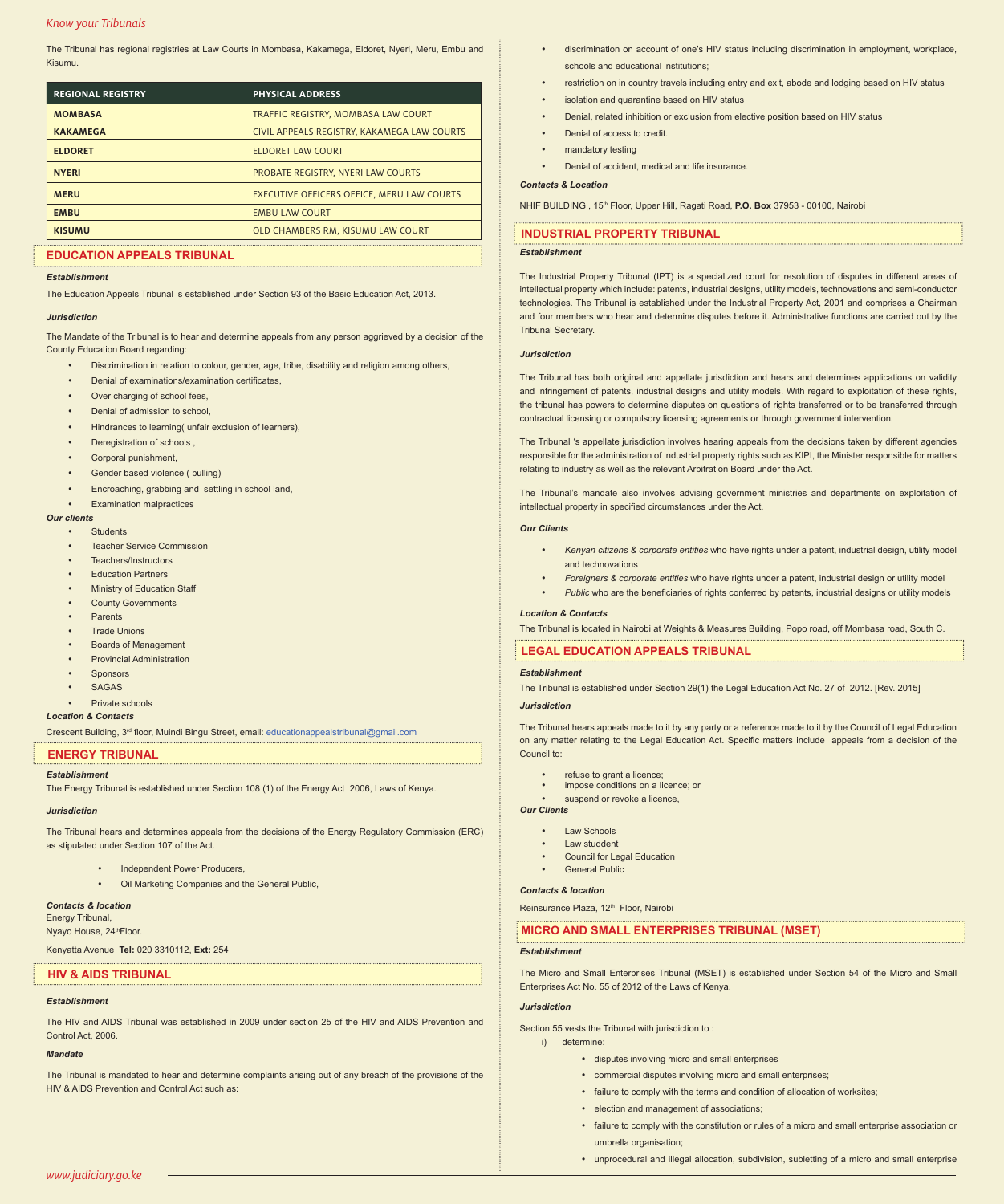The Tribunal has regional registries at Law Courts in Mombasa, Kakamega, Eldoret, Nyeri, Meru, Embu and Kisumu.

| REGIONAL REGISTRY | PHYSICAL ADDRESS |
| --- | --- |
| MOMBASA | TRAFFIC REGISTRY, MOMBASA LAW COURT |
| KAKAMEGA | CIVIL APPEALS REGISTRY, KAKAMEGA LAW COURTS |
| ELDORET | ELDORET LAW COURT |
| NYERI | PROBATE REGISTRY, NYERI LAW COURTS |
| MERU | EXECUTIVE OFFICERS OFFICE, MERU LAW COURTS |
| EMBU | EMBU LAW COURT |
| KISUMU | OLD CHAMBERS RM, KISUMU LAW COURT |

## EDUCATION APPEALS TRIBUNAL

***Establishment***

The Education Appeals Tribunal is established under Section 93 of the Basic Education Act, 2013.

***Jurisdiction***

The Mandate of the Tribunal is to hear and determine appeals from any person aggrieved by a decision of the County Education Board regarding:

- Discrimination in relation to colour, gender, age, tribe, disability and religion among others,
- Denial of examinations/examination certificates,
- Over charging of school fees,
- Denial of admission to school,
- Hindrances to learning( unfair exclusion of learners),
- Deregistration of schools ,
- Corporal punishment,
- Gender based violence ( bulling)
- Encroaching, grabbing and settling in school land,
- Examination malpractices

***Our clients***

- Students
- Teacher Service Commission
- Teachers/Instructors
- Education Partners
- Ministry of Education Staff
- County Governments
- Parents
- Trade Unions
- Boards of Management
- Provincial Administration
- Sponsors
- SAGAS
- Private schools

***Location & Contacts***

Crescent Building, 3rd floor, Muindi Bingu Street, email: educationappealstribunal@gmail.com

## ENERGY TRIBUNAL

***Establishment***

The Energy Tribunal is established under Section 108 (1) of the Energy Act 2006, Laws of Kenya.

***Jurisdiction***

The Tribunal hears and determines appeals from the decisions of the Energy Regulatory Commission (ERC) as stipulated under Section 107 of the Act.

- Independent Power Producers,
- Oil Marketing Companies and the General Public,

***Contacts & location***

Energy Tribunal,
Nyayo House, 24th Floor.

Kenyatta Avenue **Tel:** 020 3310112, **Ext:** 254

## HIV & AIDS TRIBUNAL

***Establishment***

The HIV and AIDS Tribunal was established in 2009 under section 25 of the HIV and AIDS Prevention and Control Act, 2006.

***Mandate***

The Tribunal is mandated to hear and determine complaints arising out of any breach of the provisions of the HIV & AIDS Prevention and Control Act such as:

- discrimination on account of one's HIV status including discrimination in employment, workplace, schools and educational institutions;
- restriction on in country travels including entry and exit, abode and lodging based on HIV status
- isolation and quarantine based on HIV status
- Denial, related inhibition or exclusion from elective position based on HIV status
- Denial of access to credit.
- mandatory testing
- Denial of accident, medical and life insurance.

***Contacts & Location***

NHIF BUILDING , 15th Floor, Upper Hill, Ragati Road, **P.O. Box** 37953 - 00100, Nairobi

## INDUSTRIAL PROPERTY TRIBUNAL

***Establishment***

The Industrial Property Tribunal (IPT) is a specialized court for resolution of disputes in different areas of intellectual property which include: patents, industrial designs, utility models, technovations and semi-conductor technologies. The Tribunal is established under the Industrial Property Act, 2001 and comprises a Chairman and four members who hear and determine disputes before it. Administrative functions are carried out by the Tribunal Secretary.

***Jurisdiction***

The Tribunal has both original and appellate jurisdiction and hears and determines applications on validity and infringement of patents, industrial designs and utility models. With regard to exploitation of these rights, the tribunal has powers to determine disputes on questions of rights transferred or to be transferred through contractual licensing or compulsory licensing agreements or through government intervention.

The Tribunal 's appellate jurisdiction involves hearing appeals from the decisions taken by different agencies responsible for the administration of industrial property rights such as KIPI, the Minister responsible for matters relating to industry as well as the relevant Arbitration Board under the Act.

The Tribunal's mandate also involves advising government ministries and departments on exploitation of intellectual property in specified circumstances under the Act.

***Our Clients***

- *Kenyan citizens & corporate entities* who have rights under a patent, industrial design, utility model and technovations
- *Foreigners & corporate entities* who have rights under a patent, industrial design or utility model
- *Public* who are the beneficiaries of rights conferred by patents, industrial designs or utility models

***Location & Contacts***

The Tribunal is located in Nairobi at Weights & Measures Building, Popo road, off Mombasa road, South C.

## LEGAL EDUCATION APPEALS TRIBUNAL

***Establishment***

The Tribunal is established under Section 29(1) the Legal Education Act No. 27 of 2012. [Rev. 2015]

***Jurisdiction***

The Tribunal hears appeals made to it by any party or a reference made to it by the Council of Legal Education on any matter relating to the Legal Education Act. Specific matters include appeals from a decision of the Council to:

- refuse to grant a licence;
- impose conditions on a licence; or
- suspend or revoke a licence,

***Our Clients***

- Law Schools
- Law studdent
- Council for Legal Education
- General Public

***Contacts & location***

Reinsurance Plaza, 12th Floor, Nairobi

## MICRO AND SMALL ENTERPRISES TRIBUNAL (MSET)

***Establishment***

The Micro and Small Enterprises Tribunal (MSET) is established under Section 54 of the Micro and Small Enterprises Act No. 55 of 2012 of the Laws of Kenya.

***Jurisdiction***

Section 55 vests the Tribunal with jurisdiction to :

i) determine:

- disputes involving micro and small enterprises
- commercial disputes involving micro and small enterprises;
- failure to comply with the terms and condition of allocation of worksites;
- election and management of associations;
- failure to comply with the constitution or rules of a micro and small enterprise association or umbrella organisation;
- unprocedural and illegal allocation, subdivision, subletting of a micro and small enterprise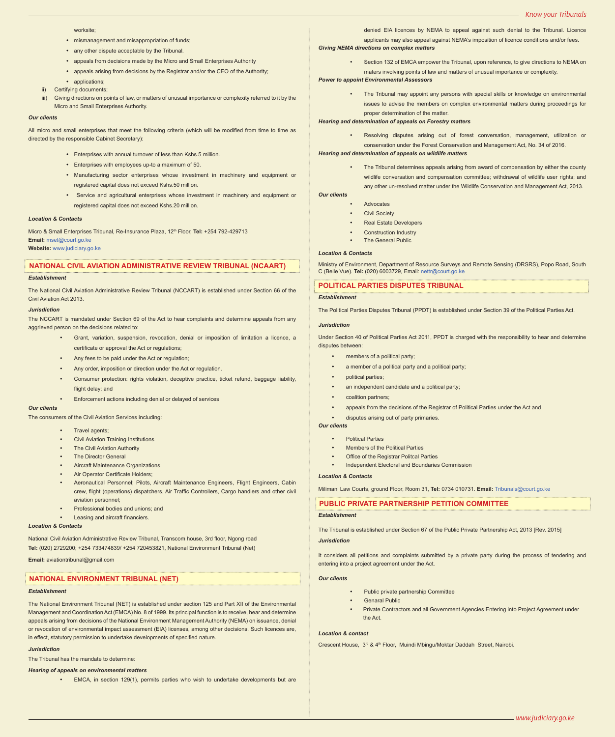worksite;

- mismanagement and misappropriation of funds;
- any other dispute acceptable by the Tribunal.
- appeals from decisions made by the Micro and Small Enterprises Authority
- appeals arising from decisions by the Registrar and/or the CEO of the Authority;
- applications;

ii) Certifying documents;

iii) Giving directions on points of law, or matters of unusual importance or complexity referred to it by the Micro and Small Enterprises Authority.

***Our clients***

All micro and small enterprises that meet the following criteria (which will be modified from time to time as directed by the responsible Cabinet Secretary):

- Enterprises with annual turnover of less than Kshs.5 million.
- Enterprises with employees up-to a maximum of 50.
- Manufacturing sector enterprises whose investment in machinery and equipment or registered capital does not exceed Kshs.50 million.
- Service and agricultural enterprises whose investment in machinery and equipment or registered capital does not exceed Kshs.20 million.

***Location & Contacts***

Micro & Small Enterprises Tribunal, Re-Insurance Plaza, 12th Floor, **Tel:** +254 792-429713
**Email:** mset@court.go.ke
**Website:** www.judiciary.go.ke

## NATIONAL CIVIL AVIATION ADMINISTRATIVE REVIEW TRIBUNAL (NCAART)

***Establishment***

The National Civil Aviation Administrative Review Tribunal (NCCART) is established under Section 66 of the Civil Aviation Act 2013.

***Jurisdiction***

The NCCART is mandated under Section 69 of the Act to hear complaints and determine appeals from any aggrieved person on the decisions related to:

- Grant, variation, suspension, revocation, denial or imposition of limitation a licence, a certificate or approval the Act or regulations;
- Any fees to be paid under the Act or regulation;
- Any order, imposition or direction under the Act or regulation.
- Consumer protection: rights violation, deceptive practice, ticket refund, baggage liability, flight delay; and
- Enforcement actions including denial or delayed of services

***Our clients***

The consumers of the Civil Aviation Services including:

- Travel agents;
- Civil Aviation Training Institutions
- The Civil Aviation Authority
- The Director General
- Aircraft Maintenance Organizations
- Air Operator Certificate Holders;
- Aeronautical Personnel; Pilots, Aircraft Maintenance Engineers, Flight Engineers, Cabin crew, flight (operations) dispatchers, Air Traffic Controllers, Cargo handlers and other civil aviation personnel;
- Professional bodies and unions; and
- Leasing and aircraft financiers.

***Location & Contacts***

National Civil Aviation Administrative Review Tribunal, Transcom house, 3rd floor, Ngong road
**Tel:** (020) 2729200; +254 733474839/ +254 720453821, National Environment Tribunal (Net)

**Email:** aviationtribunal@gmail.com

## NATIONAL ENVIRONMENT TRIBUNAL (NET)

***Establishment***

The National Environment Tribunal (NET) is established under section 125 and Part XII of the Environmental Management and Coordination Act (EMCA) No. 8 of 1999. Its principal function is to receive, hear and determine appeals arising from decisions of the National Environment Management Authority (NEMA) on issuance, denial or revocation of environmental impact assessment (EIA) licenses, among other decisions. Such licences are, in effect, statutory permission to undertake developments of specified nature.

***Jurisdiction***

The Tribunal has the mandate to determine:

***Hearing of appeals on environmental matters***

- EMCA, in section 129(1), permits parties who wish to undertake developments but are denied EIA licences by NEMA to appeal against such denial to the Tribunal. Licence applicants may also appeal against NEMA's imposition of licence conditions and/or fees.

***Giving NEMA directions on complex matters***

- Section 132 of EMCA empower the Tribunal, upon reference, to give directions to NEMA on maters involving points of law and matters of unusual importance or complexity.

***Power to appoint Environmental Assessors***

- The Tribunal may appoint any persons with special skills or knowledge on environmental issues to advise the members on complex environmental matters during proceedings for proper determination of the matter.

***Hearing and determination of appeals on Forestry matters***

- Resolving disputes arising out of forest conversation, management, utilization or conservation under the Forest Conservation and Management Act, No. 34 of 2016.

***Hearing and determination of appeals on wildlife matters***

- The Tribunal determines appeals arising from award of compensation by either the county wildlife conversation and compensation committee; withdrawal of wildlife user rights; and any other un-resolved matter under the Wildlife Conservation and Management Act, 2013.

***Our clients***

- Advocates
- Civil Society
- Real Estate Developers
- Construction Industry
- The General Public

***Location & Contacts***

Ministry of Environment, Department of Resource Surveys and Remote Sensing (DRSRS), Popo Road, South C (Belle Vue). **Tel:** (020) 6003729, Email: nettr@court.go.ke

## POLITICAL PARTIES DISPUTES TRIBUNAL

***Establishment***

The Political Parties Disputes Tribunal (PPDT) is established under Section 39 of the Political Parties Act.

***Jurisdiction***

Under Section 40 of Political Parties Act 2011, PPDT is charged with the responsibility to hear and determine disputes between:

- members of a political party;
- a member of a political party and a political party;
- political parties;
- an independent candidate and a political party;
- coalition partners;
- appeals from the decisions of the Registrar of Political Parties under the Act and
- disputes arising out of party primaries.

***Our clients***

- Political Parties
- Members of the Political Parties
- Office of the Registrar Politcal Parties
- Independent Electoral and Boundaries Commission

***Location & Contacts***

Milimani Law Courts, ground Floor, Room 31, **Tel:** 0734 010731. **Email:** Tribunals@court.go.ke

## PUBLIC PRIVATE PARTNERSHIP PETITION COMMITTEE

***Establishment***

The Tribunal is established under Section 67 of the Public Private Partnership Act, 2013 [Rev. 2015]

***Jurisdiction***

It considers all petitions and complaints submitted by a private party during the process of tendering and entering into a project agreement under the Act.

***Our clients***

- Public private partnership Committee
- Genaral Public
- Private Contractors and all Government Agencies Entering into Project Agreement under the Act.

***Location & contact***

Crescent House, 3rd & 4th Floor, Muindi Mbingu/Moktar Daddah Street, Nairobi.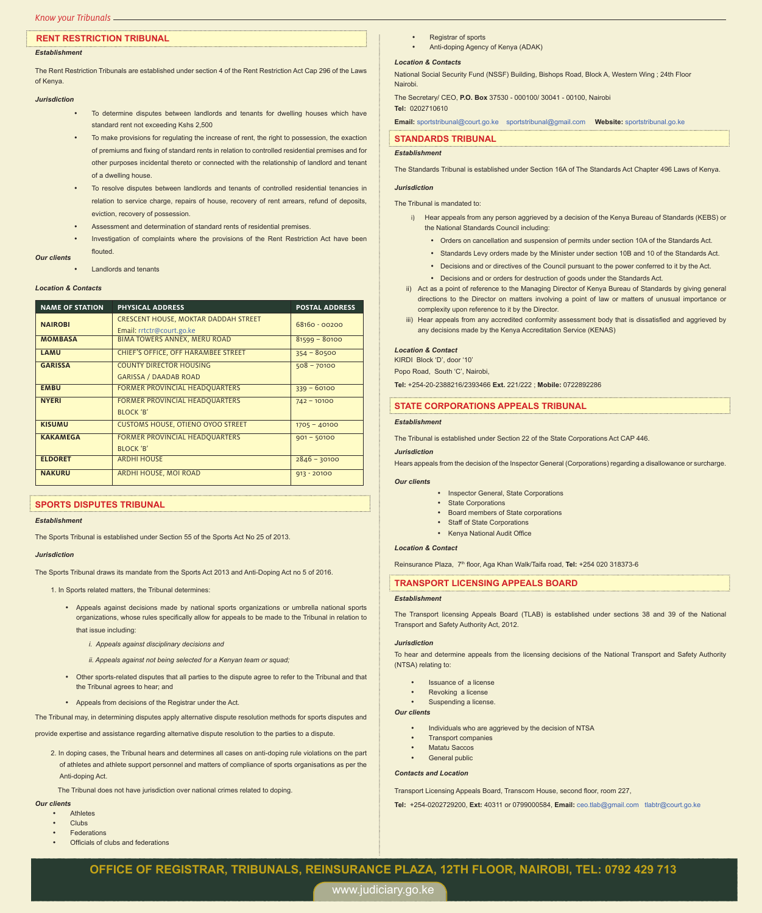*Know your Tribunals*

## RENT RESTRICTION TRIBUNAL

***Establishment***

The Rent Restriction Tribunals are established under section 4 of the Rent Restriction Act Cap 296 of the Laws of Kenya.

***Jurisdiction***

- To determine disputes between landlords and tenants for dwelling houses which have standard rent not exceeding Kshs 2,500
- To make provisions for regulating the increase of rent, the right to possession, the exaction of premiums and fixing of standard rents in relation to controlled residential premises and for other purposes incidental thereto or connected with the relationship of landlord and tenant of a dwelling house.
- To resolve disputes between landlords and tenants of controlled residential tenancies in relation to service charge, repairs of house, recovery of rent arrears, refund of deposits, eviction, recovery of possession.
- Assessment and determination of standard rents of residential premises.
- Investigation of complaints where the provisions of the Rent Restriction Act have been flouted.

***Our clients***

- Landlords and tenants

***Location & Contacts***

| NAME OF STATION | PHYSICAL ADDRESS | POSTAL ADDRESS |
|---|---|---|
| NAIROBI | CRESCENT HOUSE, MOKTAR DADDAH STREET Email: rrtctr@court.go.ke | 68160 - 00200 |
| MOMBASA | BIMA TOWERS ANNEX, MERU ROAD | 81599 – 80100 |
| LAMU | CHIEF'S OFFICE, OFF HARAMBEE STREET | 354 – 80500 |
| GARISSA | COUNTY DIRECTOR HOUSING GARISSA / DAADAB ROAD | 508 – 70100 |
| EMBU | FORMER PROVINCIAL HEADQUARTERS | 339 – 60100 |
| NYERI | FORMER PROVINCIAL HEADQUARTERS BLOCK 'B' | 742 – 10100 |
| KISUMU | CUSTOMS HOUSE, OTIENO OYOO STREET | 1705 – 40100 |
| KAKAMEGA | FORMER PROVINCIAL HEADQUARTERS BLOCK 'B' | 901 – 50100 |
| ELDORET | ARDHI HOUSE | 2846 – 30100 |
| NAKURU | ARDHI HOUSE, MOI ROAD | 913 - 20100 |

## SPORTS DISPUTES TRIBUNAL

***Establishment***

The Sports Tribunal is established under Section 55 of the Sports Act No 25 of 2013.

***Jurisdiction***

The Sports Tribunal draws its mandate from the Sports Act 2013 and Anti-Doping Act no 5 of 2016.

1. In Sports related matters, the Tribunal determines:
   - Appeals against decisions made by national sports organizations or umbrella national sports organizations, whose rules specifically allow for appeals to be made to the Tribunal in relation to that issue including:
     - *i. Appeals against disciplinary decisions and*
     - *ii. Appeals against not being selected for a Kenyan team or squad;*
   - Other sports-related disputes that all parties to the dispute agree to refer to the Tribunal and that the Tribunal agrees to hear; and
   - Appeals from decisions of the Registrar under the Act.

The Tribunal may, in determining disputes apply alternative dispute resolution methods for sports disputes and provide expertise and assistance regarding alternative dispute resolution to the parties to a dispute.

2. In doping cases, the Tribunal hears and determines all cases on anti-doping rule violations on the part of athletes and athlete support personnel and matters of compliance of sports organisations as per the Anti-doping Act.

The Tribunal does not have jurisdiction over national crimes related to doping.

***Our clients***

- Athletes
- Clubs
- Federations
- Officials of clubs and federations
- Registrar of sports
- Anti-doping Agency of Kenya (ADAK)

***Location & Contacts***

National Social Security Fund (NSSF) Building, Bishops Road, Block A, Western Wing ; 24th Floor Nairobi.

The Secretary/ CEO, **P.O. Box** 37530 - 000100/ 30041 - 00100, Nairobi

**Tel:** 0202710610

**Email:** sportstribunal@court.go.ke sportstribunal@gmail.com **Website:** sportstribunal.go.ke

## STANDARDS TRIBUNAL

***Establishment***

The Standards Tribunal is established under Section 16A of The Standards Act Chapter 496 Laws of Kenya.

***Jurisdiction***

The Tribunal is mandated to:

i) Hear appeals from any person aggrieved by a decision of the Kenya Bureau of Standards (KEBS) or the National Standards Council including:
   - Orders on cancellation and suspension of permits under section 10A of the Standards Act.
   - Standards Levy orders made by the Minister under section 10B and 10 of the Standards Act.
   - Decisions and or directives of the Council pursuant to the power conferred to it by the Act.
   - Decisions and or orders for destruction of goods under the Standards Act.

ii) Act as a point of reference to the Managing Director of Kenya Bureau of Standards by giving general directions to the Director on matters involving a point of law or matters of unusual importance or complexity upon reference to it by the Director.

iii) Hear appeals from any accredited conformity assessment body that is dissatisfied and aggrieved by any decisions made by the Kenya Accreditation Service (KENAS)

***Location & Contact***

KIRDI Block 'D', door '10'

Popo Road, South 'C', Nairobi,

**Tel:** +254-20-2388216/2393466 **Ext.** 221/222 ; **Mobile:** 0722892286

## STATE CORPORATIONS APPEALS TRIBUNAL

***Establishment***

The Tribunal is established under Section 22 of the State Corporations Act CAP 446.

***Jurisdiction***

Hears appeals from the decision of the Inspector General (Corporations) regarding a disallowance or surcharge.

***Our clients***

- Inspector General, State Corporations
- State Corporations
- Board members of State corporations
- Staff of State Corporations
- Kenya National Audit Office

***Location & Contact***

Reinsurance Plaza, 7th floor, Aga Khan Walk/Taifa road, **Tel:** +254 020 318373-6

## TRANSPORT LICENSING APPEALS BOARD

***Establishment***

The Transport licensing Appeals Board (TLAB) is established under sections 38 and 39 of the National Transport and Safety Authority Act, 2012.

***Jurisdiction***

To hear and determine appeals from the licensing decisions of the National Transport and Safety Authority (NTSA) relating to:

- Issuance of a license
- Revoking a license
- Suspending a license.

***Our clients***

- Individuals who are aggrieved by the decision of NTSA
- Transport companies
- Matatu Saccos
- General public

***Contacts and Location***

Transport Licensing Appeals Board, Transcom House, second floor, room 227,

**Tel:** +254-0202729200, **Ext:** 40311 or 0799000584, **Email:** ceo.tlab@gmail.com tlabtr@court.go.ke

**OFFICE OF REGISTRAR, TRIBUNALS, REINSURANCE PLAZA, 12TH FLOOR, NAIROBI, TEL: 0792 429 713**

www.judiciary.go.ke